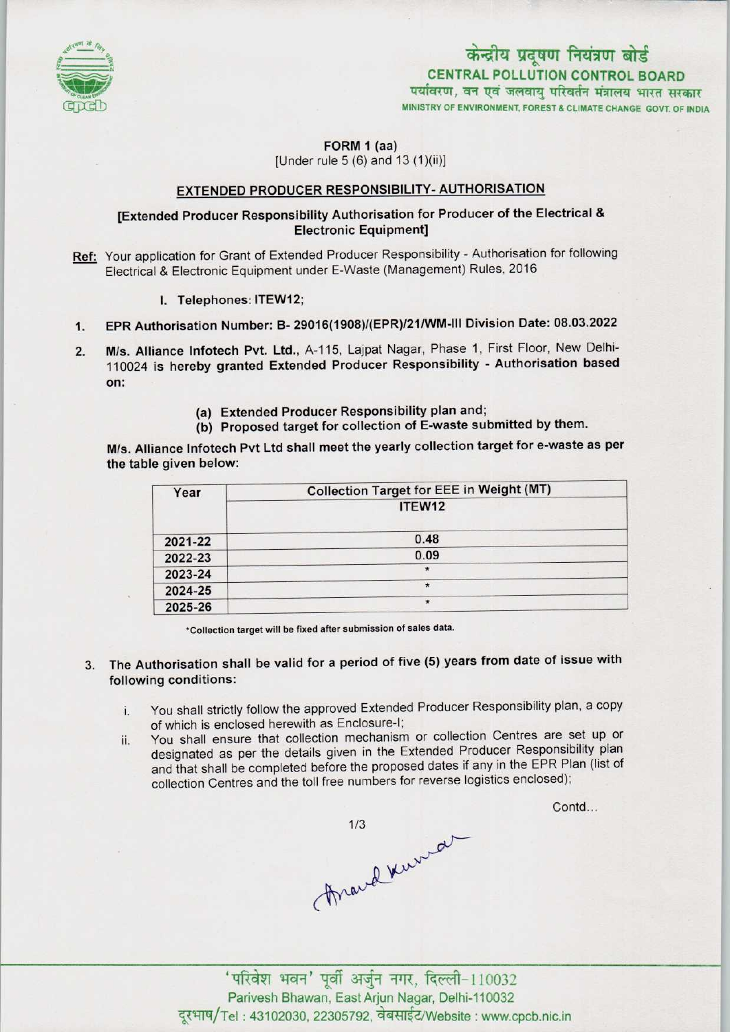केन्द्रीय प्रदूषण नियंत्रण बोर्ड
**CENTRAL POLLUTION CONTROL BOARD**
पर्यावरण, वन एवं जलवायु परिवर्तन मंत्रालय भारत सरकार
MINISTRY OF ENVIRONMENT, FOREST & CLIMATE CHANGE GOVT. OF INDIA

**FORM 1 (aa)**
[Under rule 5 (6) and 13 (1)(ii)]

## EXTENDED PRODUCER RESPONSIBILITY- AUTHORISATION

**[Extended Producer Responsibility Authorisation for Producer of the Electrical & Electronic Equipment]**

**Ref:** Your application for Grant of Extended Producer Responsibility - Authorisation for following Electrical & Electronic Equipment under E-Waste (Management) Rules, 2016

I. **Telephones: ITEW12;**

1. **EPR Authorisation Number: B- 29016(1908)/(EPR)/21/WM-III Division Date: 08.03.2022**

2. **M/s. Alliance Infotech Pvt. Ltd.,** A-115, Lajpat Nagar, Phase 1, First Floor, New Delhi-110024 is hereby **granted Extended Producer Responsibility - Authorisation based on:**

   (a) Extended Producer Responsibility plan and;
   (b) Proposed target for collection of E-waste submitted by them.

**M/s. Alliance Infotech Pvt Ltd shall meet the yearly collection target for e-waste as per the table given below:**

| Year | Collection Target for EEE in Weight (MT) |
|---|---|
| | ITEW12 |
| 2021-22 | 0.48 |
| 2022-23 | 0.09 |
| 2023-24 | * |
| 2024-25 | * |
| 2025-26 | * |

*Collection target will be fixed after submission of sales data.

3. **The Authorisation shall be valid for a period of five (5) years from date of issue with following conditions:**

   i. You shall strictly follow the approved Extended Producer Responsibility plan, a copy of which is enclosed herewith as Enclosure-I;
   ii. You shall ensure that collection mechanism or collection Centres are set up or designated as per the details given in the Extended Producer Responsibility plan and that shall be completed before the proposed dates if any in the EPR Plan (list of collection Centres and the toll free numbers for reverse logistics enclosed);

Contd...

'परिवेश भवन' पूर्वी अर्जुन नगर, दिल्ली-110032
Parivesh Bhawan, East Arjun Nagar, Delhi-110032
दूरभाष/Tel : 43102030, 22305792, वेबसाईट/Website : www.cpcb.nic.in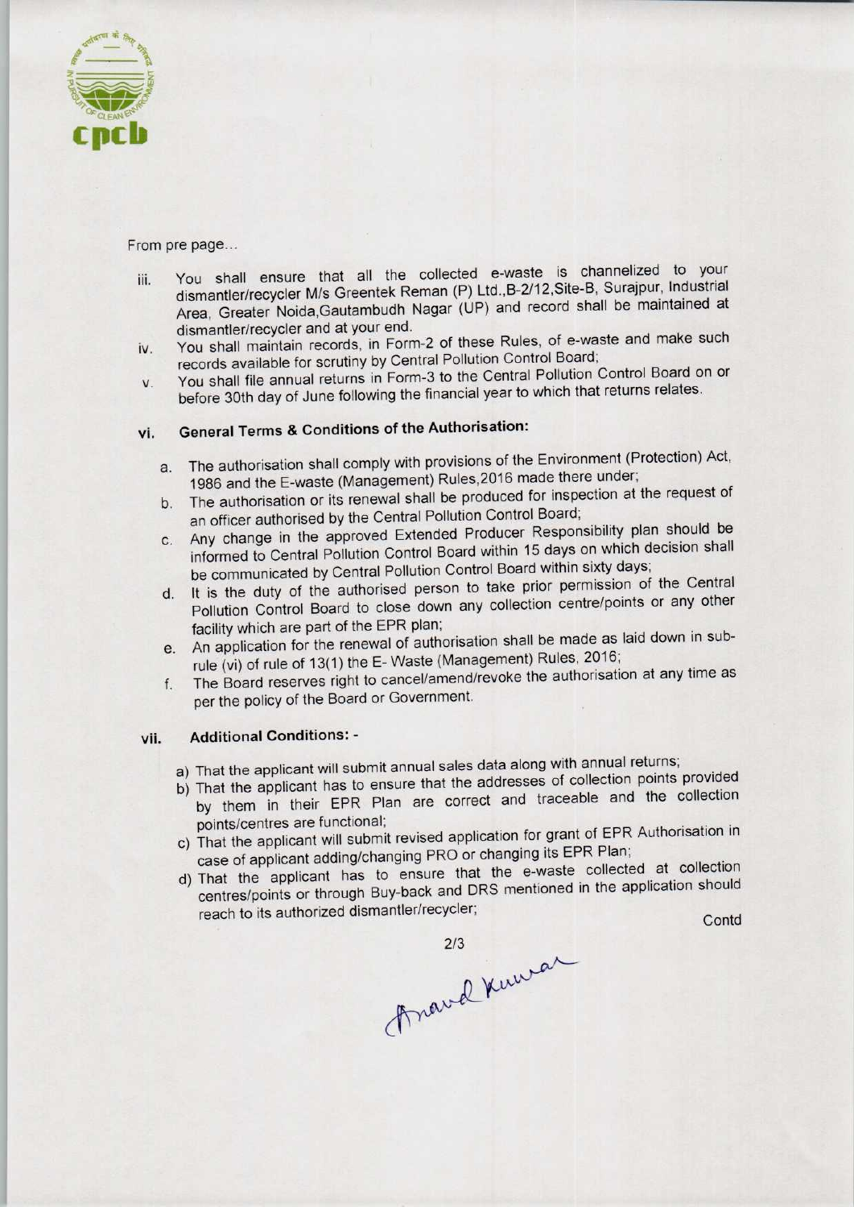From pre page...

iii. You shall ensure that all the collected e-waste is channelized to your dismantler/recycler M/s Greentek Reman (P) Ltd.,B-2/12,Site-B, Surajpur, Industrial Area, Greater Noida,Gautambudh Nagar (UP) and record shall be maintained at dismantler/recycler and at your end.

iv. You shall maintain records, in Form-2 of these Rules, of e-waste and make such records available for scrutiny by Central Pollution Control Board;

v. You shall file annual returns in Form-3 to the Central Pollution Control Board on or before 30th day of June following the financial year to which that returns relates.

## vi. General Terms & Conditions of the Authorisation:

a. The authorisation shall comply with provisions of the Environment (Protection) Act, 1986 and the E-waste (Management) Rules,2016 made there under;

b. The authorisation or its renewal shall be produced for inspection at the request of an officer authorised by the Central Pollution Control Board;

c. Any change in the approved Extended Producer Responsibility plan should be informed to Central Pollution Control Board within 15 days on which decision shall be communicated by Central Pollution Control Board within sixty days;

d. It is the duty of the authorised person to take prior permission of the Central Pollution Control Board to close down any collection centre/points or any other facility which are part of the EPR plan;

e. An application for the renewal of authorisation shall be made as laid down in sub-rule (vi) of rule of 13(1) the E- Waste (Management) Rules, 2016;

f. The Board reserves right to cancel/amend/revoke the authorisation at any time as per the policy of the Board or Government.

## vii. Additional Conditions: -

a) That the applicant will submit annual sales data along with annual returns;

b) That the applicant has to ensure that the addresses of collection points provided by them in their EPR Plan are correct and traceable and the collection points/centres are functional;

c) That the applicant will submit revised application for grant of EPR Authorisation in case of applicant adding/changing PRO or changing its EPR Plan;

d) That the applicant has to ensure that the e-waste collected at collection centres/points or through Buy-back and DRS mentioned in the application should reach to its authorized dismantler/recycler;

Contd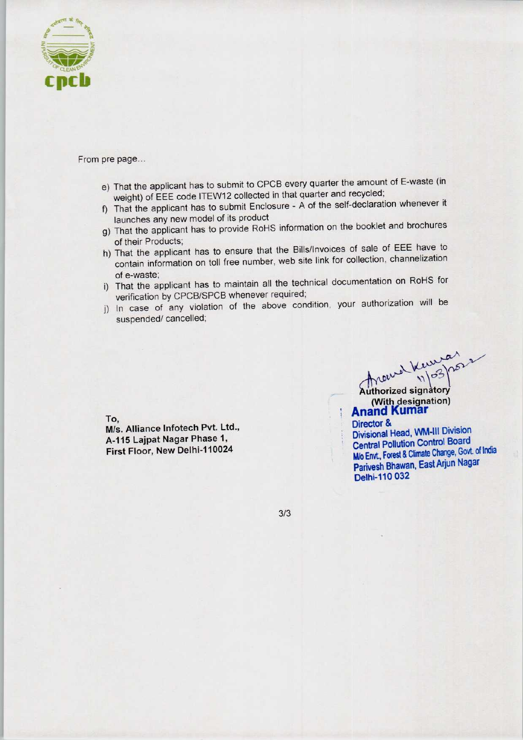From pre page...

e) That the applicant has to submit to CPCB every quarter the amount of E-waste (in weight) of EEE code ITEW12 collected in that quarter and recycled;
f) That the applicant has to submit Enclosure - A of the self-declaration whenever it launches any new model of its product
g) That the applicant has to provide RoHS information on the booklet and brochures of their Products;
h) That the applicant has to ensure that the Bills/Invoices of sale of EEE have to contain information on toll free number, web site link for collection, channelization of e-waste;
i) That the applicant has to maintain all the technical documentation on RoHS for verification by CPCB/SPCB whenever required;
j) In case of any violation of the above condition, your authorization will be suspended/ cancelled;

Anand Kumar
11/03/2022

Authorized signatory
(With designation)

**Anand Kumar**
Director &
Divisional Head, WM-III Division
Central Pollution Control Board
M/o Envt., Forest & Climate Change, Govt. of India
Parivesh Bhawan, East Arjun Nagar
Delhi-110 032

To,
**M/s. Alliance Infotech Pvt. Ltd.,**
**A-115 Lajpat Nagar Phase 1,**
**First Floor, New Delhi-110024**